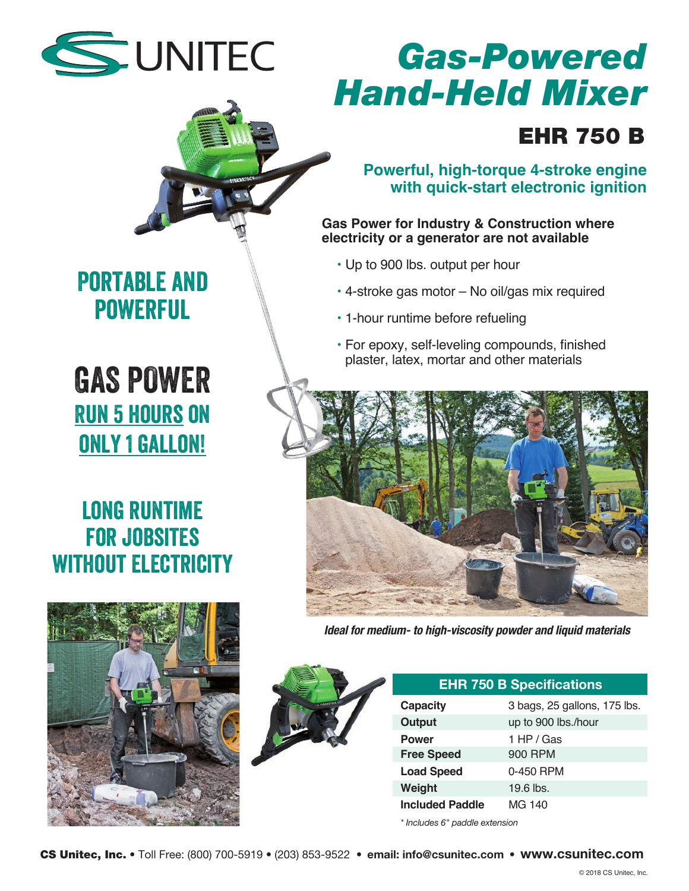# CS UNITEC

# *Gas-Powered Hand-Held Mixer*

## EHR 750 B

**Powerful, high-torque 4-stroke engine with quick-start electronic ignition**

**Gas Power for Industry & Construction where electricity or a generator are not available**

- Up to 900 lbs. output per hour
- 4-stroke gas motor – No oil/gas mix required
- 1-hour runtime before refueling
- For epoxy, self-leveling compounds, finished plaster, latex, mortar and other materials

## PORTABLE AND POWERFUL

## GAS POWER

**RUN 5 HOURS ON ONLY 1 GALLON!**

## LONG RUNTIME FOR JOBSITES WITHOUT ELECTRICITY

*Ideal for medium- to high-viscosity powder and liquid materials*

| EHR 750 B Specifications | |
|---|---|
| **Capacity** | 3 bags, 25 gallons, 175 lbs. |
| **Output** | up to 900 lbs./hour |
| **Power** | 1 HP / Gas |
| **Free Speed** | 900 RPM |
| **Load Speed** | 0-450 RPM |
| **Weight** | 19.6 lbs. |
| **Included Paddle** | MG 140 |

*\* Includes 6" paddle extension*

**CS Unitec, Inc.** • Toll Free: (800) 700-5919 • (203) 853-9522 • **email: info@csunitec.com** • **www.csunitec.com**

© 2018 CS Unitec, Inc.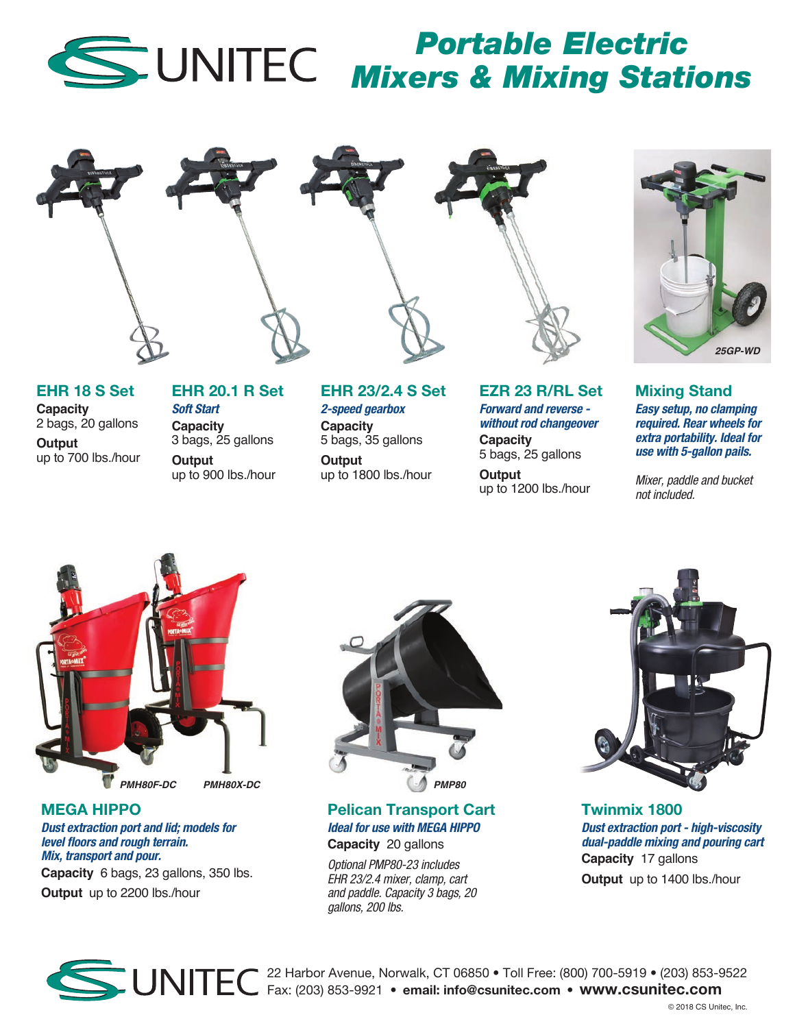# UNITEC

# *Portable Electric Mixers & Mixing Stations*

### EHR 18 S Set

**Capacity**
2 bags, 20 gallons

**Output**
up to 700 lbs./hour

### EHR 20.1 R Set

***Soft Start***

**Capacity**
3 bags, 25 gallons

**Output**
up to 900 lbs./hour

### EHR 23/2.4 S Set

***2-speed gearbox***

**Capacity**
5 bags, 35 gallons

**Output**
up to 1800 lbs./hour

### EZR 23 R/RL Set

***Forward and reverse - without rod changeover***

**Capacity**
5 bags, 25 gallons

**Output**
up to 1200 lbs./hour

### Mixing Stand

*25GP-WD*

***Easy setup, no clamping required. Rear wheels for extra portability. Ideal for use with 5-gallon pails.***

*Mixer, paddle and bucket not included.*

### MEGA HIPPO

*PMH80F-DC* *PMH80X-DC*

***Dust extraction port and lid; models for level floors and rough terrain. Mix, transport and pour.***

**Capacity** 6 bags, 23 gallons, 350 lbs.

**Output** up to 2200 lbs./hour

### Pelican Transport Cart

*PMP80*

***Ideal for use with MEGA HIPPO***

**Capacity** 20 gallons

*Optional PMP80-23 includes EHR 23/2.4 mixer, clamp, cart and paddle. Capacity 3 bags, 20 gallons, 200 lbs.*

### Twinmix 1800

***Dust extraction port - high-viscosity dual-paddle mixing and pouring cart***

**Capacity** 17 gallons

**Output** up to 1400 lbs./hour

UNITEC 22 Harbor Avenue, Norwalk, CT 06850 • Toll Free: (800) 700-5919 • (203) 853-9522
Fax: (203) 853-9921 • **email: info@csunitec.com** • **www.csunitec.com**

© 2018 CS Unitec, Inc.